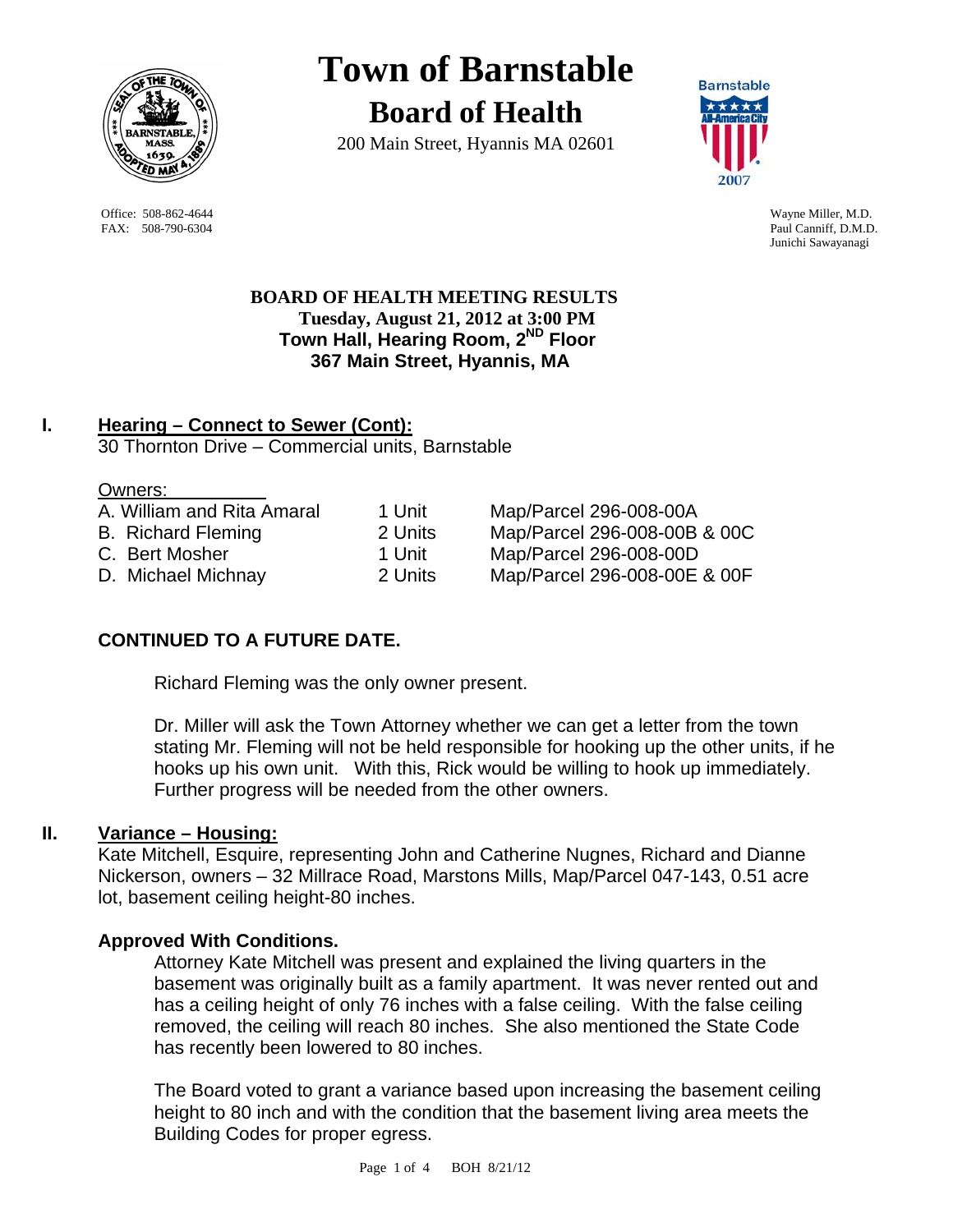# Town of Barnstable

## Board of Health

200 Main Street, Hyannis MA 02601

Office: 508-862-4644
FAX: 508-790-6304

Wayne Miller, M.D.
Paul Canniff, D.M.D.
Junichi Sawayanagi

**BOARD OF HEALTH MEETING RESULTS**
**Tuesday, August 21, 2012 at 3:00 PM**
**Town Hall, Hearing Room, 2ND Floor**
**367 Main Street, Hyannis, MA**

## I. Hearing – Connect to Sewer (Cont):

30 Thornton Drive – Commercial units, Barnstable

Owners:

| | | |
|---|---|---|
| A. William and Rita Amaral | 1 Unit | Map/Parcel 296-008-00A |
| B. Richard Fleming | 2 Units | Map/Parcel 296-008-00B & 00C |
| C. Bert Mosher | 1 Unit | Map/Parcel 296-008-00D |
| D. Michael Michnay | 2 Units | Map/Parcel 296-008-00E & 00F |

**CONTINUED TO A FUTURE DATE.**

Richard Fleming was the only owner present.

Dr. Miller will ask the Town Attorney whether we can get a letter from the town stating Mr. Fleming will not be held responsible for hooking up the other units, if he hooks up his own unit. With this, Rick would be willing to hook up immediately. Further progress will be needed from the other owners.

## II. Variance – Housing:

Kate Mitchell, Esquire, representing John and Catherine Nugnes, Richard and Dianne Nickerson, owners – 32 Millrace Road, Marstons Mills, Map/Parcel 047-143, 0.51 acre lot, basement ceiling height-80 inches.

**Approved With Conditions.**

Attorney Kate Mitchell was present and explained the living quarters in the basement was originally built as a family apartment. It was never rented out and has a ceiling height of only 76 inches with a false ceiling. With the false ceiling removed, the ceiling will reach 80 inches. She also mentioned the State Code has recently been lowered to 80 inches.

The Board voted to grant a variance based upon increasing the basement ceiling height to 80 inch and with the condition that the basement living area meets the Building Codes for proper egress.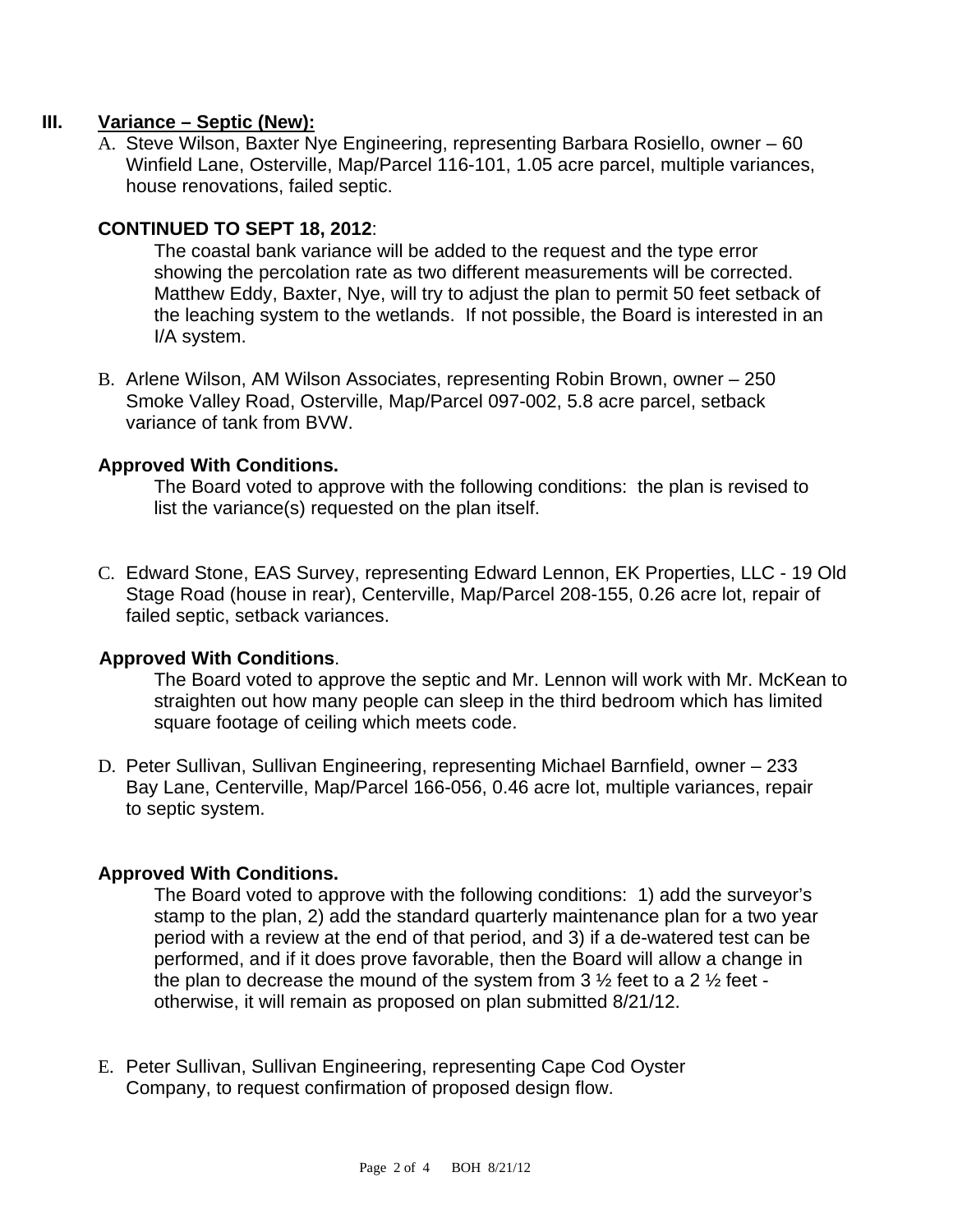## III. Variance – Septic (New):

A. Steve Wilson, Baxter Nye Engineering, representing Barbara Rosiello, owner – 60 Winfield Lane, Osterville, Map/Parcel 116-101, 1.05 acre parcel, multiple variances, house renovations, failed septic.

**CONTINUED TO SEPT 18, 2012**:

The coastal bank variance will be added to the request and the type error showing the percolation rate as two different measurements will be corrected. Matthew Eddy, Baxter, Nye, will try to adjust the plan to permit 50 feet setback of the leaching system to the wetlands. If not possible, the Board is interested in an I/A system.

B. Arlene Wilson, AM Wilson Associates, representing Robin Brown, owner – 250 Smoke Valley Road, Osterville, Map/Parcel 097-002, 5.8 acre parcel, setback variance of tank from BVW.

**Approved With Conditions.**

The Board voted to approve with the following conditions: the plan is revised to list the variance(s) requested on the plan itself.

C. Edward Stone, EAS Survey, representing Edward Lennon, EK Properties, LLC - 19 Old Stage Road (house in rear), Centerville, Map/Parcel 208-155, 0.26 acre lot, repair of failed septic, setback variances.

**Approved With Conditions**.

The Board voted to approve the septic and Mr. Lennon will work with Mr. McKean to straighten out how many people can sleep in the third bedroom which has limited square footage of ceiling which meets code.

D. Peter Sullivan, Sullivan Engineering, representing Michael Barnfield, owner – 233 Bay Lane, Centerville, Map/Parcel 166-056, 0.46 acre lot, multiple variances, repair to septic system.

**Approved With Conditions.**

The Board voted to approve with the following conditions: 1) add the surveyor's stamp to the plan, 2) add the standard quarterly maintenance plan for a two year period with a review at the end of that period, and 3) if a de-watered test can be performed, and if it does prove favorable, then the Board will allow a change in the plan to decrease the mound of the system from 3 ½ feet to a 2 ½ feet - otherwise, it will remain as proposed on plan submitted 8/21/12.

E. Peter Sullivan, Sullivan Engineering, representing Cape Cod Oyster Company, to request confirmation of proposed design flow.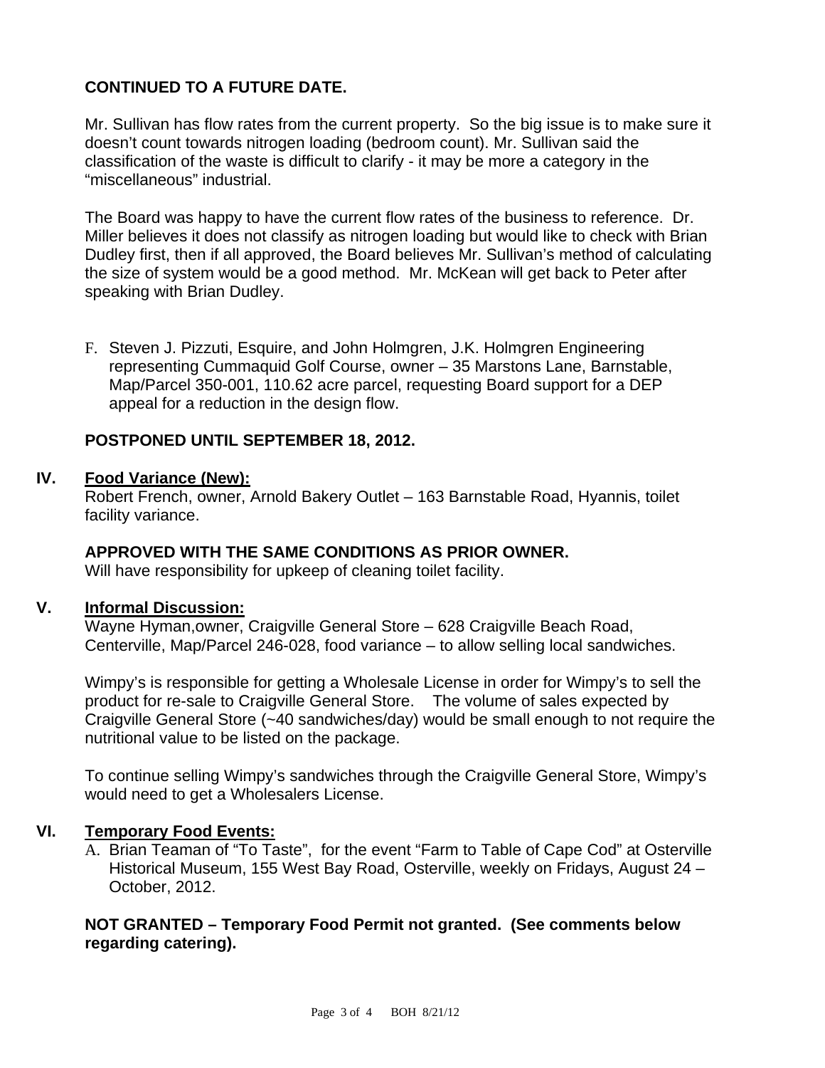**CONTINUED TO A FUTURE DATE.**

Mr. Sullivan has flow rates from the current property. So the big issue is to make sure it doesn't count towards nitrogen loading (bedroom count). Mr. Sullivan said the classification of the waste is difficult to clarify - it may be more a category in the "miscellaneous" industrial.

The Board was happy to have the current flow rates of the business to reference. Dr. Miller believes it does not classify as nitrogen loading but would like to check with Brian Dudley first, then if all approved, the Board believes Mr. Sullivan's method of calculating the size of system would be a good method. Mr. McKean will get back to Peter after speaking with Brian Dudley.

F. Steven J. Pizzuti, Esquire, and John Holmgren, J.K. Holmgren Engineering representing Cummaquid Golf Course, owner – 35 Marstons Lane, Barnstable, Map/Parcel 350-001, 110.62 acre parcel, requesting Board support for a DEP appeal for a reduction in the design flow.

**POSTPONED UNTIL SEPTEMBER 18, 2012.**

## IV. Food Variance (New):

Robert French, owner, Arnold Bakery Outlet – 163 Barnstable Road, Hyannis, toilet facility variance.

**APPROVED WITH THE SAME CONDITIONS AS PRIOR OWNER.**
Will have responsibility for upkeep of cleaning toilet facility.

## V. Informal Discussion:

Wayne Hyman,owner, Craigville General Store – 628 Craigville Beach Road, Centerville, Map/Parcel 246-028, food variance – to allow selling local sandwiches.

Wimpy's is responsible for getting a Wholesale License in order for Wimpy's to sell the product for re-sale to Craigville General Store. The volume of sales expected by Craigville General Store (~40 sandwiches/day) would be small enough to not require the nutritional value to be listed on the package.

To continue selling Wimpy's sandwiches through the Craigville General Store, Wimpy's would need to get a Wholesalers License.

## VI. Temporary Food Events:

A. Brian Teaman of "To Taste", for the event "Farm to Table of Cape Cod" at Osterville Historical Museum, 155 West Bay Road, Osterville, weekly on Fridays, August 24 – October, 2012.

**NOT GRANTED – Temporary Food Permit not granted. (See comments below regarding catering).**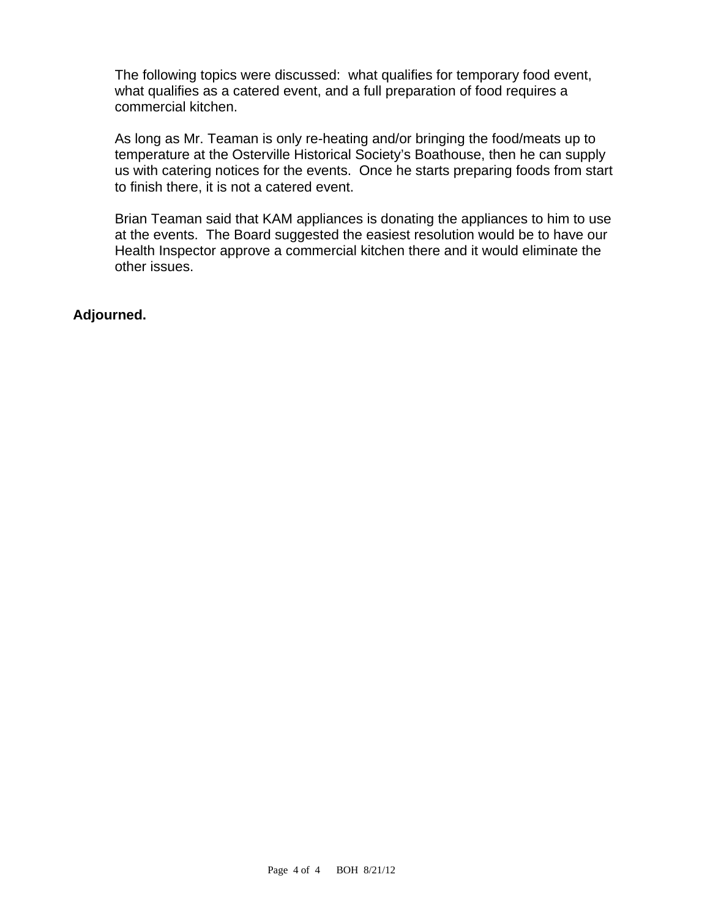The following topics were discussed: what qualifies for temporary food event, what qualifies as a catered event, and a full preparation of food requires a commercial kitchen.

As long as Mr. Teaman is only re-heating and/or bringing the food/meats up to temperature at the Osterville Historical Society's Boathouse, then he can supply us with catering notices for the events. Once he starts preparing foods from start to finish there, it is not a catered event.

Brian Teaman said that KAM appliances is donating the appliances to him to use at the events. The Board suggested the easiest resolution would be to have our Health Inspector approve a commercial kitchen there and it would eliminate the other issues.

**Adjourned.**